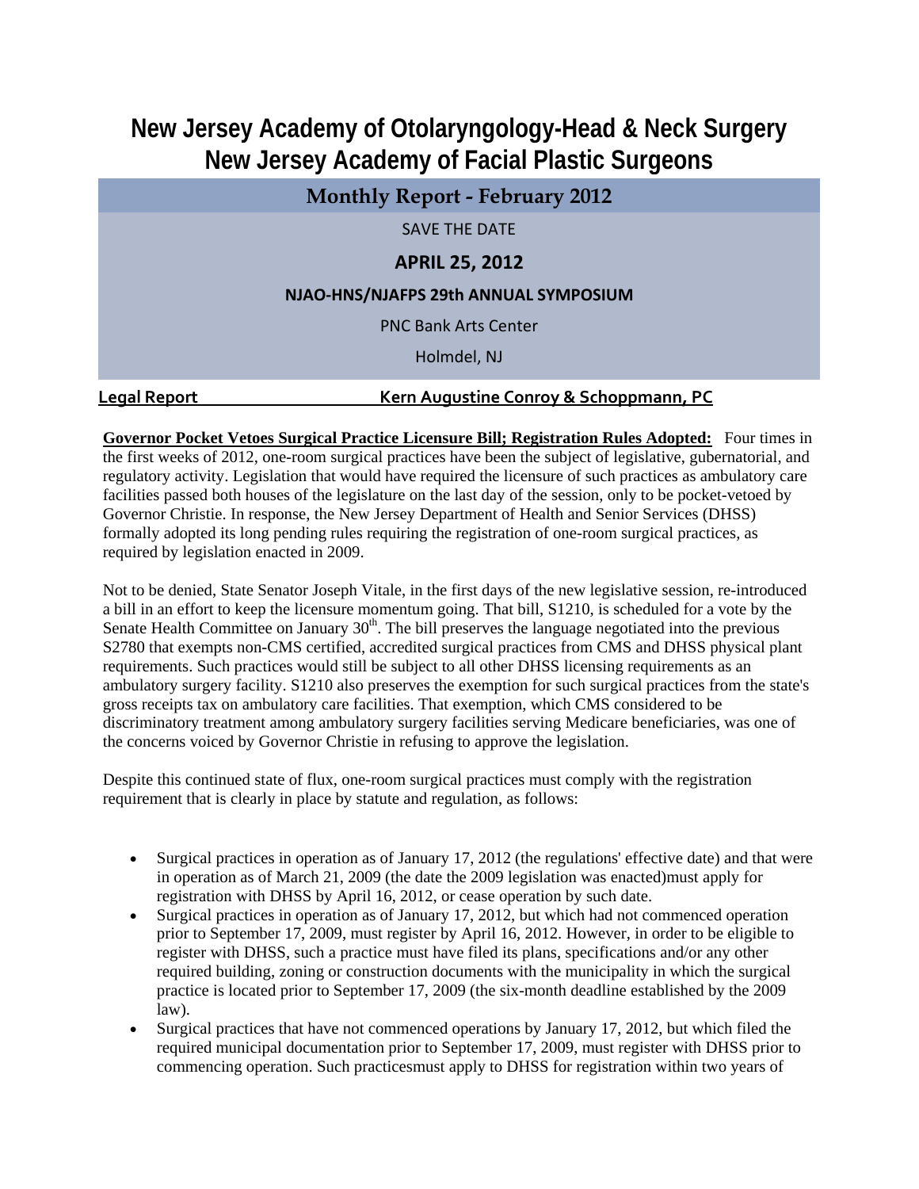# New Jersey Academy of Otolaryngology-Head & Neck Surgery
# New Jersey Academy of Facial Plastic Surgeons

## Monthly Report - February 2012

SAVE THE DATE

**APRIL 25, 2012**

**NJAO-HNS/NJAFPS 29th ANNUAL SYMPOSIUM**

PNC Bank Arts Center

Holmdel, NJ

**Legal Report** **Kern Augustine Conroy & Schoppmann, PC**

**Governor Pocket Vetoes Surgical Practice Licensure Bill; Registration Rules Adopted:** Four times in the first weeks of 2012, one-room surgical practices have been the subject of legislative, gubernatorial, and regulatory activity. Legislation that would have required the licensure of such practices as ambulatory care facilities passed both houses of the legislature on the last day of the session, only to be pocket-vetoed by Governor Christie. In response, the New Jersey Department of Health and Senior Services (DHSS) formally adopted its long pending rules requiring the registration of one-room surgical practices, as required by legislation enacted in 2009.

Not to be denied, State Senator Joseph Vitale, in the first days of the new legislative session, re-introduced a bill in an effort to keep the licensure momentum going. That bill, S1210, is scheduled for a vote by the Senate Health Committee on January 30th. The bill preserves the language negotiated into the previous S2780 that exempts non-CMS certified, accredited surgical practices from CMS and DHSS physical plant requirements. Such practices would still be subject to all other DHSS licensing requirements as an ambulatory surgery facility. S1210 also preserves the exemption for such surgical practices from the state's gross receipts tax on ambulatory care facilities. That exemption, which CMS considered to be discriminatory treatment among ambulatory surgery facilities serving Medicare beneficiaries, was one of the concerns voiced by Governor Christie in refusing to approve the legislation.

Despite this continued state of flux, one-room surgical practices must comply with the registration requirement that is clearly in place by statute and regulation, as follows:

- Surgical practices in operation as of January 17, 2012 (the regulations' effective date) and that were in operation as of March 21, 2009 (the date the 2009 legislation was enacted)must apply for registration with DHSS by April 16, 2012, or cease operation by such date.
- Surgical practices in operation as of January 17, 2012, but which had not commenced operation prior to September 17, 2009, must register by April 16, 2012. However, in order to be eligible to register with DHSS, such a practice must have filed its plans, specifications and/or any other required building, zoning or construction documents with the municipality in which the surgical practice is located prior to September 17, 2009 (the six-month deadline established by the 2009 law).
- Surgical practices that have not commenced operations by January 17, 2012, but which filed the required municipal documentation prior to September 17, 2009, must register with DHSS prior to commencing operation. Such practicesmust apply to DHSS for registration within two years of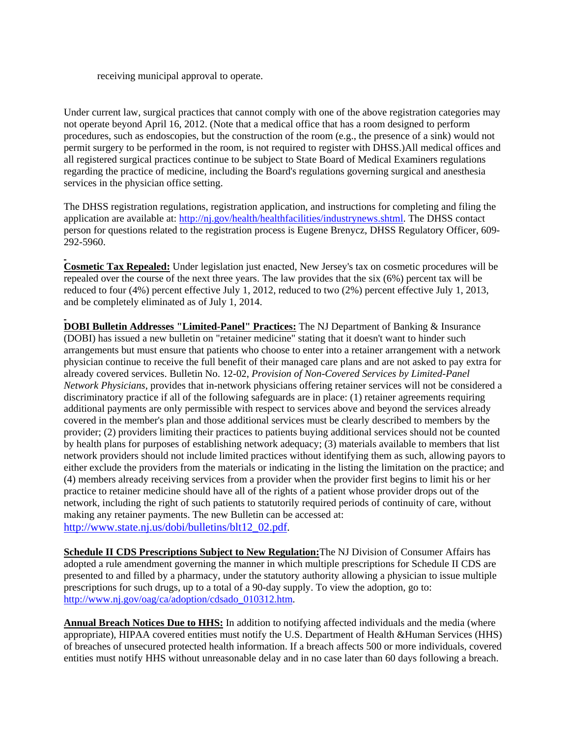receiving municipal approval to operate.

Under current law, surgical practices that cannot comply with one of the above registration categories may not operate beyond April 16, 2012. (Note that a medical office that has a room designed to perform procedures, such as endoscopies, but the construction of the room (e.g., the presence of a sink) would not permit surgery to be performed in the room, is not required to register with DHSS.)All medical offices and all registered surgical practices continue to be subject to State Board of Medical Examiners regulations regarding the practice of medicine, including the Board's regulations governing surgical and anesthesia services in the physician office setting.

The DHSS registration regulations, registration application, and instructions for completing and filing the application are available at: http://nj.gov/health/healthfacilities/industrynews.shtml. The DHSS contact person for questions related to the registration process is Eugene Brenycz, DHSS Regulatory Officer, 609-292-5960.

**Cosmetic Tax Repealed:** Under legislation just enacted, New Jersey's tax on cosmetic procedures will be repealed over the course of the next three years. The law provides that the six (6%) percent tax will be reduced to four (4%) percent effective July 1, 2012, reduced to two (2%) percent effective July 1, 2013, and be completely eliminated as of July 1, 2014.

**DOBI Bulletin Addresses "Limited-Panel" Practices:** The NJ Department of Banking & Insurance (DOBI) has issued a new bulletin on "retainer medicine" stating that it doesn't want to hinder such arrangements but must ensure that patients who choose to enter into a retainer arrangement with a network physician continue to receive the full benefit of their managed care plans and are not asked to pay extra for already covered services. Bulletin No. 12-02, *Provision of Non-Covered Services by Limited-Panel Network Physicians*, provides that in-network physicians offering retainer services will not be considered a discriminatory practice if all of the following safeguards are in place: (1) retainer agreements requiring additional payments are only permissible with respect to services above and beyond the services already covered in the member's plan and those additional services must be clearly described to members by the provider; (2) providers limiting their practices to patients buying additional services should not be counted by health plans for purposes of establishing network adequacy; (3) materials available to members that list network providers should not include limited practices without identifying them as such, allowing payors to either exclude the providers from the materials or indicating in the listing the limitation on the practice; and (4) members already receiving services from a provider when the provider first begins to limit his or her practice to retainer medicine should have all of the rights of a patient whose provider drops out of the network, including the right of such patients to statutorily required periods of continuity of care, without making any retainer payments. The new Bulletin can be accessed at: http://www.state.nj.us/dobi/bulletins/blt12_02.pdf.

**Schedule II CDS Prescriptions Subject to New Regulation:**The NJ Division of Consumer Affairs has adopted a rule amendment governing the manner in which multiple prescriptions for Schedule II CDS are presented to and filled by a pharmacy, under the statutory authority allowing a physician to issue multiple prescriptions for such drugs, up to a total of a 90-day supply. To view the adoption, go to: http://www.nj.gov/oag/ca/adoption/cdsado_010312.htm.

**Annual Breach Notices Due to HHS:** In addition to notifying affected individuals and the media (where appropriate), HIPAA covered entities must notify the U.S. Department of Health &Human Services (HHS) of breaches of unsecured protected health information. If a breach affects 500 or more individuals, covered entities must notify HHS without unreasonable delay and in no case later than 60 days following a breach.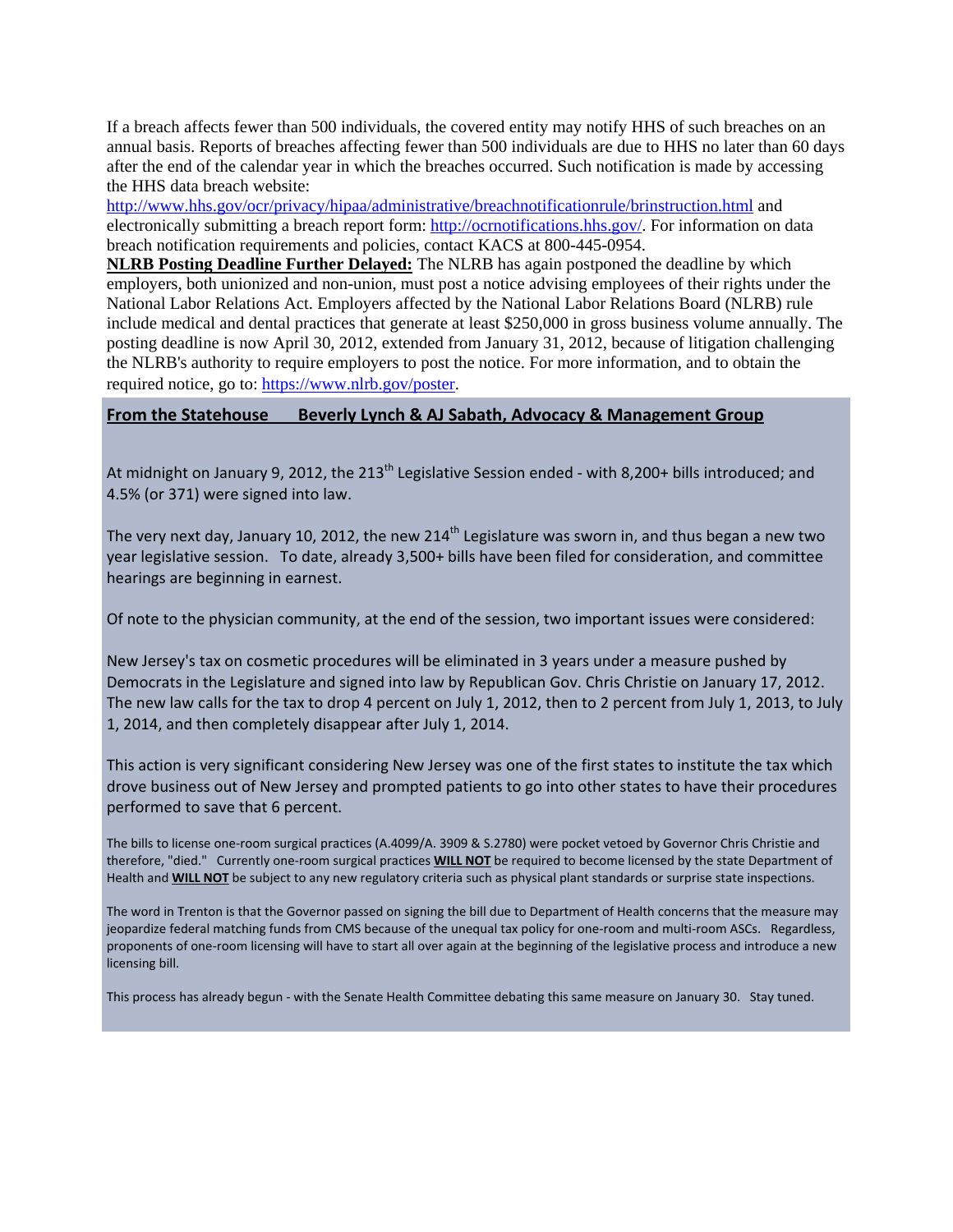If a breach affects fewer than 500 individuals, the covered entity may notify HHS of such breaches on an annual basis. Reports of breaches affecting fewer than 500 individuals are due to HHS no later than 60 days after the end of the calendar year in which the breaches occurred. Such notification is made by accessing the HHS data breach website: http://www.hhs.gov/ocr/privacy/hipaa/administrative/breachnotificationrule/brinstruction.html and electronically submitting a breach report form: http://ocrnotifications.hhs.gov/. For information on data breach notification requirements and policies, contact KACS at 800-445-0954.

**NLRB Posting Deadline Further Delayed:** The NLRB has again postponed the deadline by which employers, both unionized and non-union, must post a notice advising employees of their rights under the National Labor Relations Act. Employers affected by the National Labor Relations Board (NLRB) rule include medical and dental practices that generate at least $250,000 in gross business volume annually. The posting deadline is now April 30, 2012, extended from January 31, 2012, because of litigation challenging the NLRB's authority to require employers to post the notice. For more information, and to obtain the required notice, go to: https://www.nlrb.gov/poster.

## From the Statehouse Beverly Lynch & AJ Sabath, Advocacy & Management Group

At midnight on January 9, 2012, the 213th Legislative Session ended - with 8,200+ bills introduced; and 4.5% (or 371) were signed into law.

The very next day, January 10, 2012, the new 214th Legislature was sworn in, and thus began a new two year legislative session. To date, already 3,500+ bills have been filed for consideration, and committee hearings are beginning in earnest.

Of note to the physician community, at the end of the session, two important issues were considered:

New Jersey's tax on cosmetic procedures will be eliminated in 3 years under a measure pushed by Democrats in the Legislature and signed into law by Republican Gov. Chris Christie on January 17, 2012. The new law calls for the tax to drop 4 percent on July 1, 2012, then to 2 percent from July 1, 2013, to July 1, 2014, and then completely disappear after July 1, 2014.

This action is very significant considering New Jersey was one of the first states to institute the tax which drove business out of New Jersey and prompted patients to go into other states to have their procedures performed to save that 6 percent.

The bills to license one-room surgical practices (A.4099/A. 3909 & S.2780) were pocket vetoed by Governor Chris Christie and therefore, "died." Currently one-room surgical practices **WILL NOT** be required to become licensed by the state Department of Health and **WILL NOT** be subject to any new regulatory criteria such as physical plant standards or surprise state inspections.

The word in Trenton is that the Governor passed on signing the bill due to Department of Health concerns that the measure may jeopardize federal matching funds from CMS because of the unequal tax policy for one-room and multi-room ASCs. Regardless, proponents of one-room licensing will have to start all over again at the beginning of the legislative process and introduce a new licensing bill.

This process has already begun - with the Senate Health Committee debating this same measure on January 30. Stay tuned.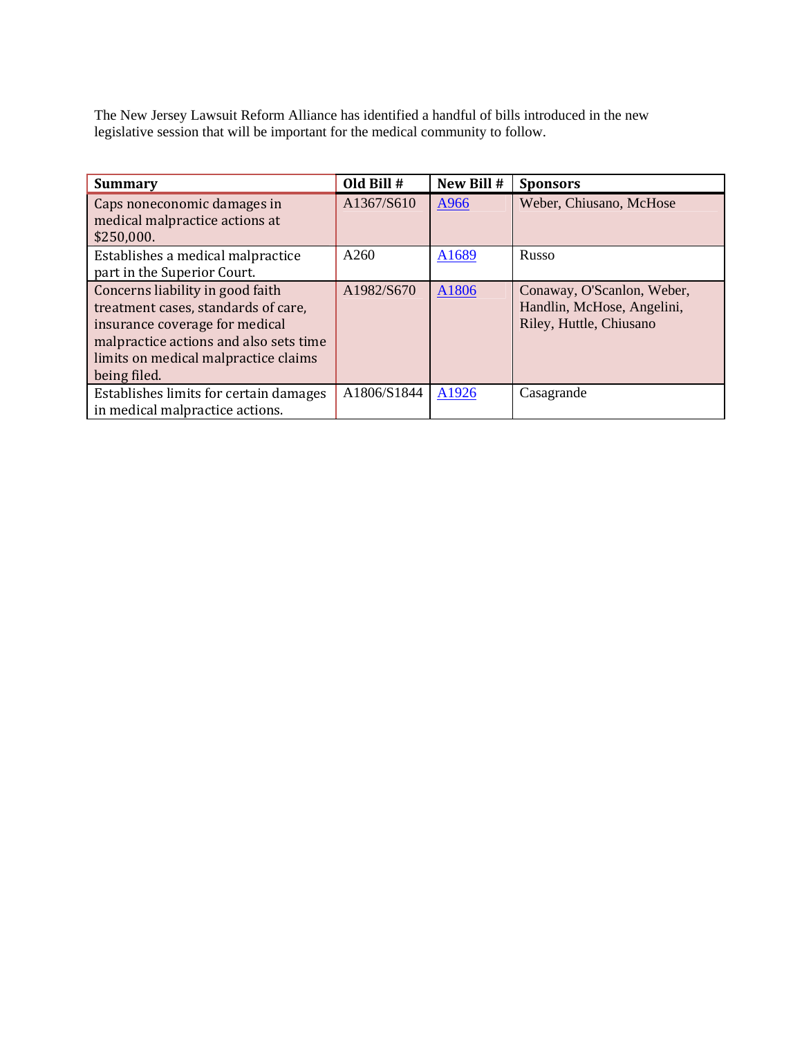The New Jersey Lawsuit Reform Alliance has identified a handful of bills introduced in the new legislative session that will be important for the medical community to follow.

| Summary | Old Bill # | New Bill # | Sponsors |
| --- | --- | --- | --- |
| Caps noneconomic damages in medical malpractice actions at $250,000. | A1367/S610 | A966 | Weber, Chiusano, McHose |
| Establishes a medical malpractice part in the Superior Court. | A260 | A1689 | Russo |
| Concerns liability in good faith treatment cases, standards of care, insurance coverage for medical malpractice actions and also sets time limits on medical malpractice claims being filed. | A1982/S670 | A1806 | Conaway, O'Scanlon, Weber, Handlin, McHose, Angelini, Riley, Huttle, Chiusano |
| Establishes limits for certain damages in medical malpractice actions. | A1806/S1844 | A1926 | Casagrande |